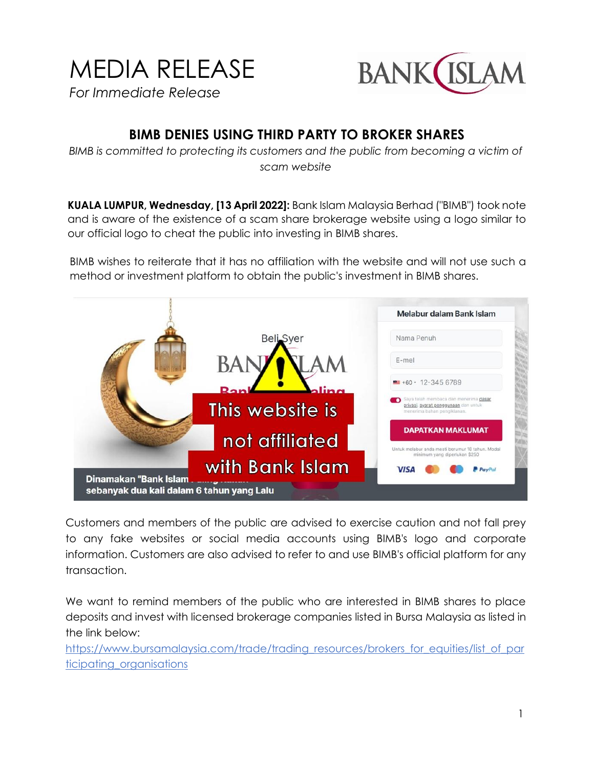# MEDIA RELEASE

*For Immediate Release*

## BIMB DENIES USING THIRD PARTY TO BROKER SHARES

*BIMB is committed to protecting its customers and the public from becoming a victim of scam website*

**KUALA LUMPUR, Wednesday, [13 April 2022]:** Bank Islam Malaysia Berhad ("BIMB") took note and is aware of the existence of a scam share brokerage website using a logo similar to our official logo to cheat the public into investing in BIMB shares.

BIMB wishes to reiterate that it has no affiliation with the website and will not use such a method or investment platform to obtain the public's investment in BIMB shares.

Customers and members of the public are advised to exercise caution and not fall prey to any fake websites or social media accounts using BIMB's logo and corporate information. Customers are also advised to refer to and use BIMB's official platform for any transaction.

We want to remind members of the public who are interested in BIMB shares to place deposits and invest with licensed brokerage companies listed in Bursa Malaysia as listed in the link below:
https://www.bursamalaysia.com/trade/trading_resources/brokers_for_equities/list_of_participating_organisations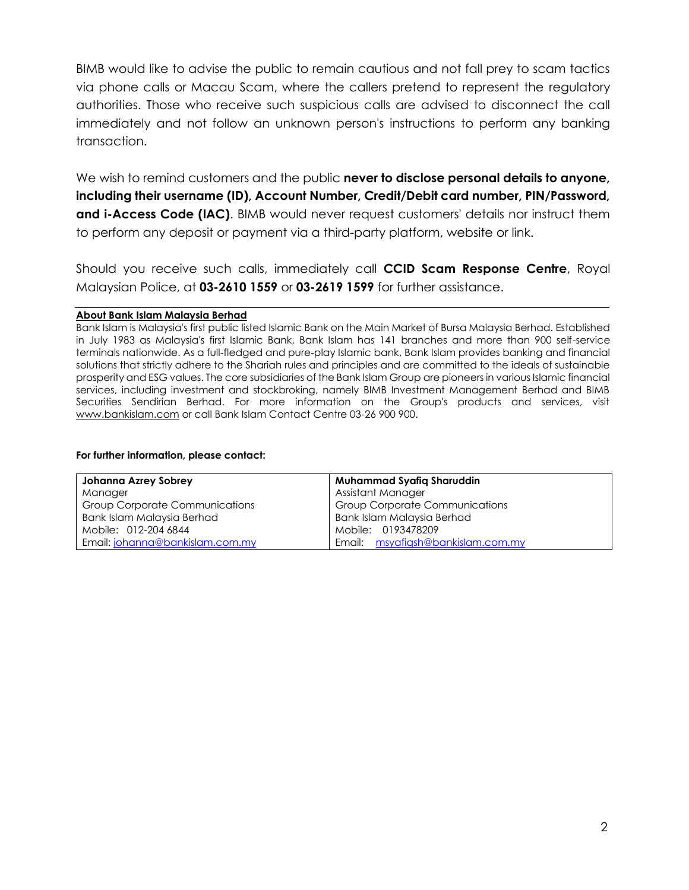BIMB would like to advise the public to remain cautious and not fall prey to scam tactics via phone calls or Macau Scam, where the callers pretend to represent the regulatory authorities. Those who receive such suspicious calls are advised to disconnect the call immediately and not follow an unknown person's instructions to perform any banking transaction.

We wish to remind customers and the public **never to disclose personal details to anyone, including their username (ID), Account Number, Credit/Debit card number, PIN/Password, and i-Access Code (IAC)**. BIMB would never request customers' details nor instruct them to perform any deposit or payment via a third-party platform, website or link.

Should you receive such calls, immediately call **CCID Scam Response Centre**, Royal Malaysian Police, at **03-2610 1559** or **03-2619 1599** for further assistance.

---

**About Bank Islam Malaysia Berhad**

Bank Islam is Malaysia's first public listed Islamic Bank on the Main Market of Bursa Malaysia Berhad. Established in July 1983 as Malaysia's first Islamic Bank, Bank Islam has 141 branches and more than 900 self-service terminals nationwide. As a full-fledged and pure-play Islamic bank, Bank Islam provides banking and financial solutions that strictly adhere to the Shariah rules and principles and are committed to the ideals of sustainable prosperity and ESG values. The core subsidiaries of the Bank Islam Group are pioneers in various Islamic financial services, including investment and stockbroking, namely BIMB Investment Management Berhad and BIMB Securities Sendirian Berhad. For more information on the Group's products and services, visit www.bankislam.com or call Bank Islam Contact Centre 03-26 900 900.

**For further information, please contact:**

| | |
|---|---|
| **Johanna Azrey Sobrey** | **Muhammad Syafiq Sharuddin** |
| Manager | Assistant Manager |
| Group Corporate Communications | Group Corporate Communications |
| Bank Islam Malaysia Berhad | Bank Islam Malaysia Berhad |
| Mobile: 012-204 6844 | Mobile: 0193478209 |
| Email: johanna@bankislam.com.my | Email: msyafiqsh@bankislam.com.my |